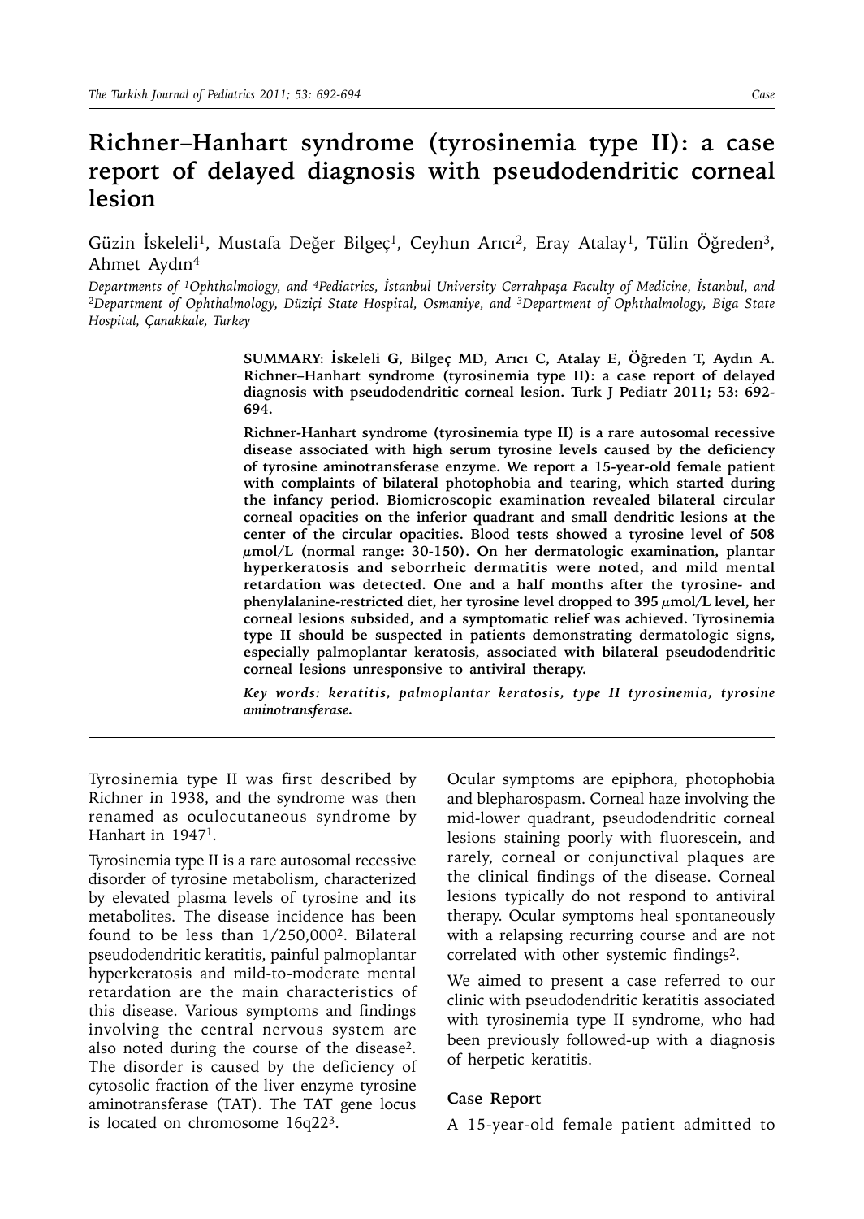# Richner–Hanhart syndrome (tyrosinemia type II): a case report of delayed diagnosis with pseudodendritic corneal lesion

Güzin İskeleli[1], Mustafa Değer Bilgeç[1], Ceyhun Arıcı[2], Eray Atalay[1], Tülin Öğreden[3], Ahmet Aydın[4]

*Departments of [1]Ophthalmology, and [4]Pediatrics, İstanbul University Cerrahpaşa Faculty of Medicine, İstanbul, and [2]Department of Ophthalmology, Düziçi State Hospital, Osmaniye, and [3]Department of Ophthalmology, Biga State Hospital, Çanakkale, Turkey*

**SUMMARY: İskeleli G, Bilgeç MD, Arıcı C, Atalay E, Öğreden T, Aydın A. Richner–Hanhart syndrome (tyrosinemia type II): a case report of delayed diagnosis with pseudodendritic corneal lesion. Turk J Pediatr 2011; 53: 692-694.**

**Richner-Hanhart syndrome (tyrosinemia type II) is a rare autosomal recessive disease associated with high serum tyrosine levels caused by the deficiency of tyrosine aminotransferase enzyme. We report a 15-year-old female patient with complaints of bilateral photophobia and tearing, which started during the infancy period. Biomicroscopic examination revealed bilateral circular corneal opacities on the inferior quadrant and small dendritic lesions at the center of the circular opacities. Blood tests showed a tyrosine level of 508 $\mu$mol/L (normal range: 30-150). On her dermatologic examination, plantar hyperkeratosis and seborrheic dermatitis were noted, and mild mental retardation was detected. One and a half months after the tyrosine- and phenylalanine-restricted diet, her tyrosine level dropped to 395 $\mu$mol/L level, her corneal lesions subsided, and a symptomatic relief was achieved. Tyrosinemia type II should be suspected in patients demonstrating dermatologic signs, especially palmoplantar keratosis, associated with bilateral pseudodendritic corneal lesions unresponsive to antiviral therapy.**

***Key words:* *keratitis, palmoplantar keratosis, type II tyrosinemia, tyrosine aminotransferase.***

Tyrosinemia type II was first described by Richner in 1938, and the syndrome was then renamed as oculocutaneous syndrome by Hanhart in 1947[1].

Tyrosinemia type II is a rare autosomal recessive disorder of tyrosine metabolism, characterized by elevated plasma levels of tyrosine and its metabolites. The disease incidence has been found to be less than 1/250,000[2]. Bilateral pseudodendritic keratitis, painful palmoplantar hyperkeratosis and mild-to-moderate mental retardation are the main characteristics of this disease. Various symptoms and findings involving the central nervous system are also noted during the course of the disease[2]. The disorder is caused by the deficiency of cytosolic fraction of the liver enzyme tyrosine aminotransferase (TAT). The TAT gene locus is located on chromosome 16q22[3].

Ocular symptoms are epiphora, photophobia and blepharospasm. Corneal haze involving the mid-lower quadrant, pseudodendritic corneal lesions staining poorly with fluorescein, and rarely, corneal or conjunctival plaques are the clinical findings of the disease. Corneal lesions typically do not respond to antiviral therapy. Ocular symptoms heal spontaneously with a relapsing recurring course and are not correlated with other systemic findings[2].

We aimed to present a case referred to our clinic with pseudodendritic keratitis associated with tyrosinemia type II syndrome, who had been previously followed-up with a diagnosis of herpetic keratitis.

## Case Report

A 15-year-old female patient admitted to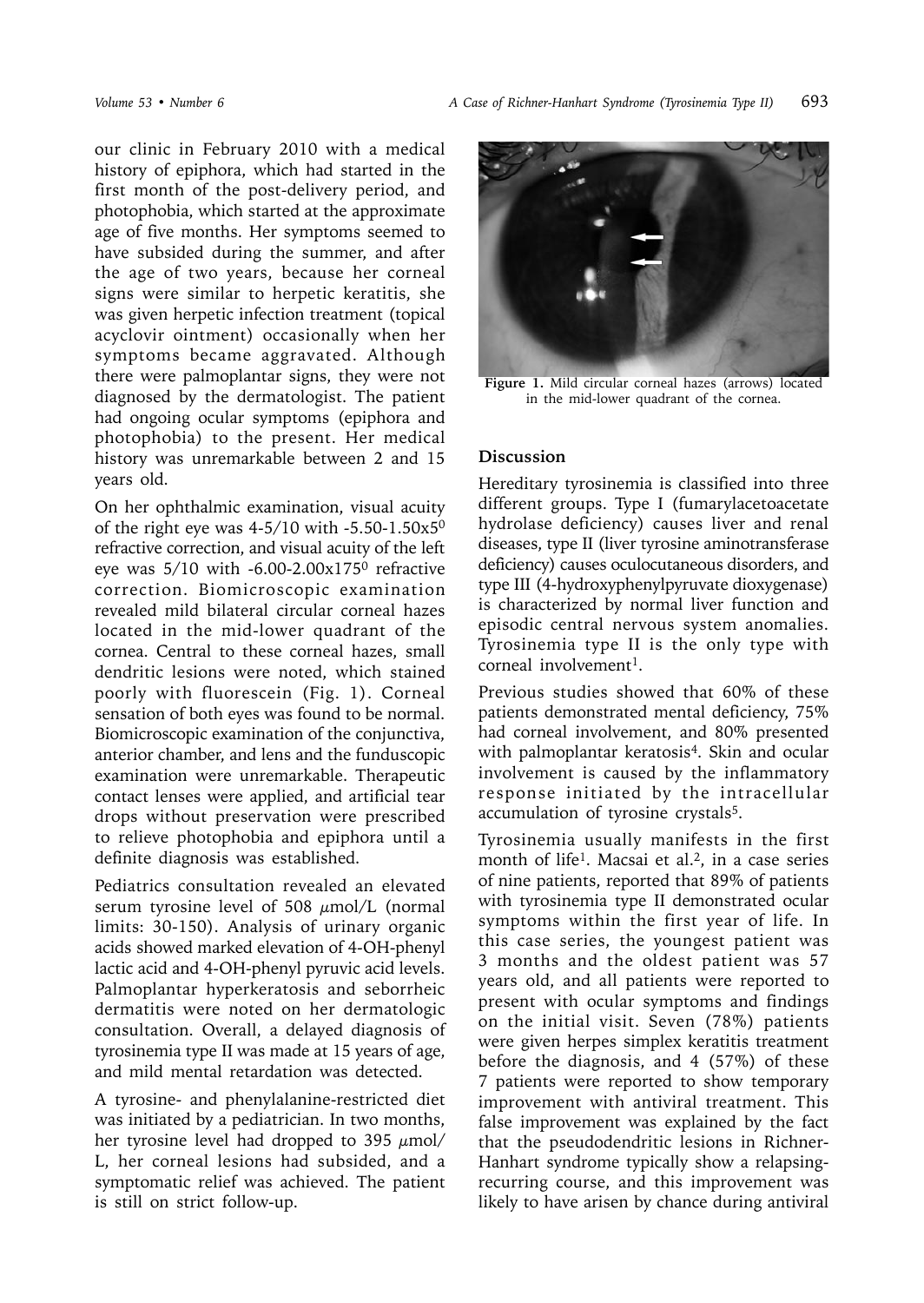our clinic in February 2010 with a medical history of epiphora, which had started in the first month of the post-delivery period, and photophobia, which started at the approximate age of five months. Her symptoms seemed to have subsided during the summer, and after the age of two years, because her corneal signs were similar to herpetic keratitis, she was given herpetic infection treatment (topical acyclovir ointment) occasionally when her symptoms became aggravated. Although there were palmoplantar signs, they were not diagnosed by the dermatologist. The patient had ongoing ocular symptoms (epiphora and photophobia) to the present. Her medical history was unremarkable between 2 and 15 years old.

On her ophthalmic examination, visual acuity of the right eye was 4-5/10 with -5.50-1.50x5$^0$ refractive correction, and visual acuity of the left eye was 5/10 with -6.00-2.00x175$^0$ refractive correction. Biomicroscopic examination revealed mild bilateral circular corneal hazes located in the mid-lower quadrant of the cornea. Central to these corneal hazes, small dendritic lesions were noted, which stained poorly with fluorescein (Fig. 1). Corneal sensation of both eyes was found to be normal. Biomicroscopic examination of the conjunctiva, anterior chamber, and lens and the funduscopic examination were unremarkable. Therapeutic contact lenses were applied, and artificial tear drops without preservation were prescribed to relieve photophobia and epiphora until a definite diagnosis was established.

Pediatrics consultation revealed an elevated serum tyrosine level of 508 $\mu$mol/L (normal limits: 30-150). Analysis of urinary organic acids showed marked elevation of 4-OH-phenyl lactic acid and 4-OH-phenyl pyruvic acid levels. Palmoplantar hyperkeratosis and seborrheic dermatitis were noted on her dermatologic consultation. Overall, a delayed diagnosis of tyrosinemia type II was made at 15 years of age, and mild mental retardation was detected.

A tyrosine- and phenylalanine-restricted diet was initiated by a pediatrician. In two months, her tyrosine level had dropped to 395 $\mu$mol/L, her corneal lesions had subsided, and a symptomatic relief was achieved. The patient is still on strict follow-up.

**Figure 1.** Mild circular corneal hazes (arrows) located in the mid-lower quadrant of the cornea.

## Discussion

Hereditary tyrosinemia is classified into three different groups. Type I (fumarylacetoacetate hydrolase deficiency) causes liver and renal diseases, type II (liver tyrosine aminotransferase deficiency) causes oculocutaneous disorders, and type III (4-hydroxyphenylpyruvate dioxygenase) is characterized by normal liver function and episodic central nervous system anomalies. Tyrosinemia type II is the only type with corneal involvement[1].

Previous studies showed that 60% of these patients demonstrated mental deficiency, 75% had corneal involvement, and 80% presented with palmoplantar keratosis[4]. Skin and ocular involvement is caused by the inflammatory response initiated by the intracellular accumulation of tyrosine crystals[5].

Tyrosinemia usually manifests in the first month of life[1]. Macsai et al.[2], in a case series of nine patients, reported that 89% of patients with tyrosinemia type II demonstrated ocular symptoms within the first year of life. In this case series, the youngest patient was 3 months and the oldest patient was 57 years old, and all patients were reported to present with ocular symptoms and findings on the initial visit. Seven (78%) patients were given herpes simplex keratitis treatment before the diagnosis, and 4 (57%) of these 7 patients were reported to show temporary improvement with antiviral treatment. This false improvement was explained by the fact that the pseudodendritic lesions in Richner-Hanhart syndrome typically show a relapsing-recurring course, and this improvement was likely to have arisen by chance during antiviral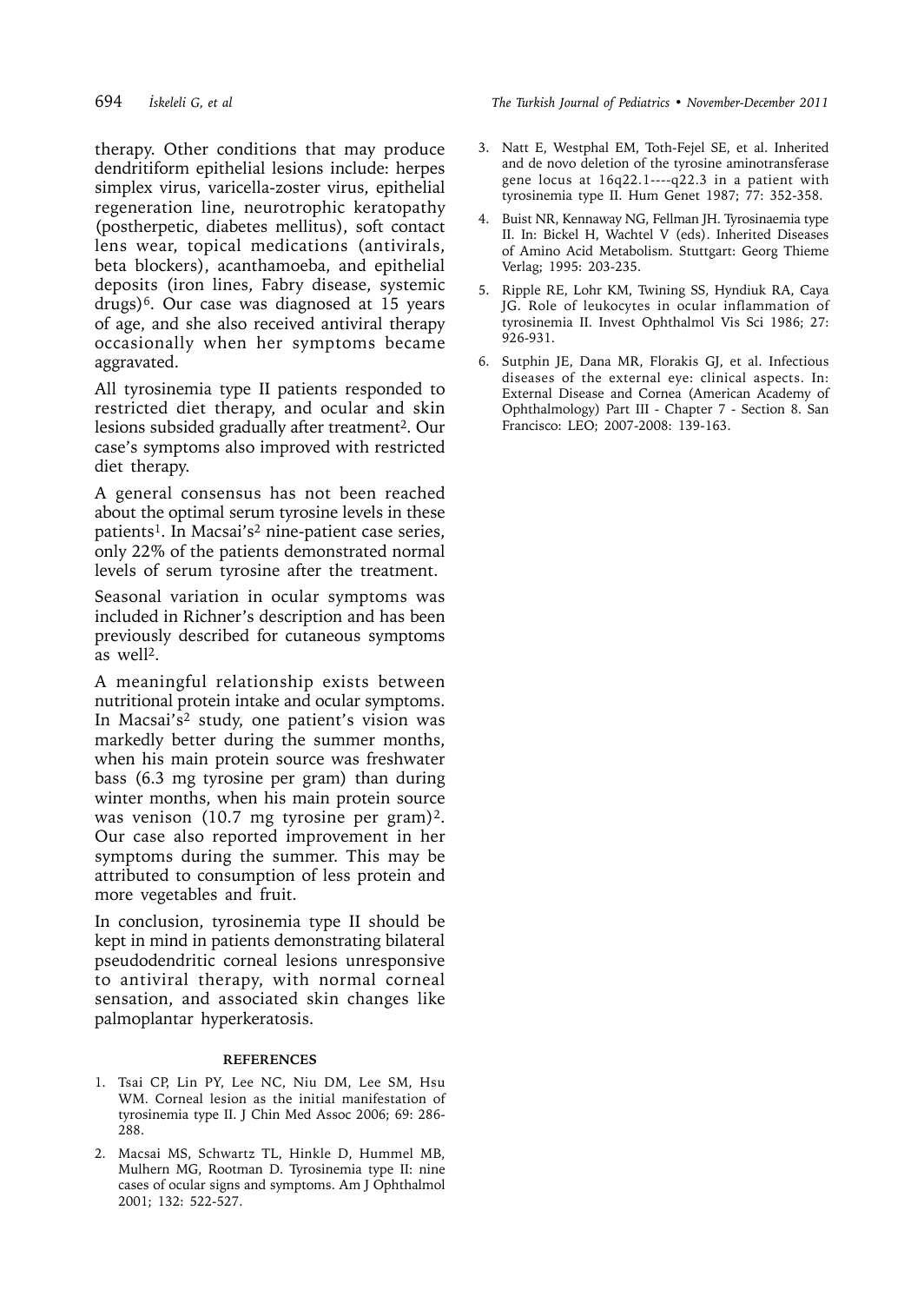therapy. Other conditions that may produce dendritiform epithelial lesions include: herpes simplex virus, varicella-zoster virus, epithelial regeneration line, neurotrophic keratopathy (postherpetic, diabetes mellitus), soft contact lens wear, topical medications (antivirals, beta blockers), acanthamoeba, and epithelial deposits (iron lines, Fabry disease, systemic drugs)[6]. Our case was diagnosed at 15 years of age, and she also received antiviral therapy occasionally when her symptoms became aggravated.

All tyrosinemia type II patients responded to restricted diet therapy, and ocular and skin lesions subsided gradually after treatment[2]. Our case's symptoms also improved with restricted diet therapy.

A general consensus has not been reached about the optimal serum tyrosine levels in these patients[1]. In Macsai's[2] nine-patient case series, only 22% of the patients demonstrated normal levels of serum tyrosine after the treatment.

Seasonal variation in ocular symptoms was included in Richner's description and has been previously described for cutaneous symptoms as well[2].

A meaningful relationship exists between nutritional protein intake and ocular symptoms. In Macsai's[2] study, one patient's vision was markedly better during the summer months, when his main protein source was freshwater bass (6.3 mg tyrosine per gram) than during winter months, when his main protein source was venison (10.7 mg tyrosine per gram)[2]. Our case also reported improvement in her symptoms during the summer. This may be attributed to consumption of less protein and more vegetables and fruit.

In conclusion, tyrosinemia type II should be kept in mind in patients demonstrating bilateral pseudodendritic corneal lesions unresponsive to antiviral therapy, with normal corneal sensation, and associated skin changes like palmoplantar hyperkeratosis.

## REFERENCES

1. Tsai CP, Lin PY, Lee NC, Niu DM, Lee SM, Hsu WM. Corneal lesion as the initial manifestation of tyrosinemia type II. J Chin Med Assoc 2006; 69: 286-288.
2. Macsai MS, Schwartz TL, Hinkle D, Hummel MB, Mulhern MG, Rootman D. Tyrosinemia type II: nine cases of ocular signs and symptoms. Am J Ophthalmol 2001; 132: 522-527.
3. Natt E, Westphal EM, Toth-Fejel SE, et al. Inherited and de novo deletion of the tyrosine aminotransferase gene locus at 16q22.1----q22.3 in a patient with tyrosinemia type II. Hum Genet 1987; 77: 352-358.
4. Buist NR, Kennaway NG, Fellman JH. Tyrosinaemia type II. In: Bickel H, Wachtel V (eds). Inherited Diseases of Amino Acid Metabolism. Stuttgart: Georg Thieme Verlag; 1995: 203-235.
5. Ripple RE, Lohr KM, Twining SS, Hyndiuk RA, Caya JG. Role of leukocytes in ocular inflammation of tyrosinemia II. Invest Ophthalmol Vis Sci 1986; 27: 926-931.
6. Sutphin JE, Dana MR, Florakis GJ, et al. Infectious diseases of the external eye: clinical aspects. In: External Disease and Cornea (American Academy of Ophthalmology) Part III - Chapter 7 - Section 8. San Francisco: LEO; 2007-2008: 139-163.